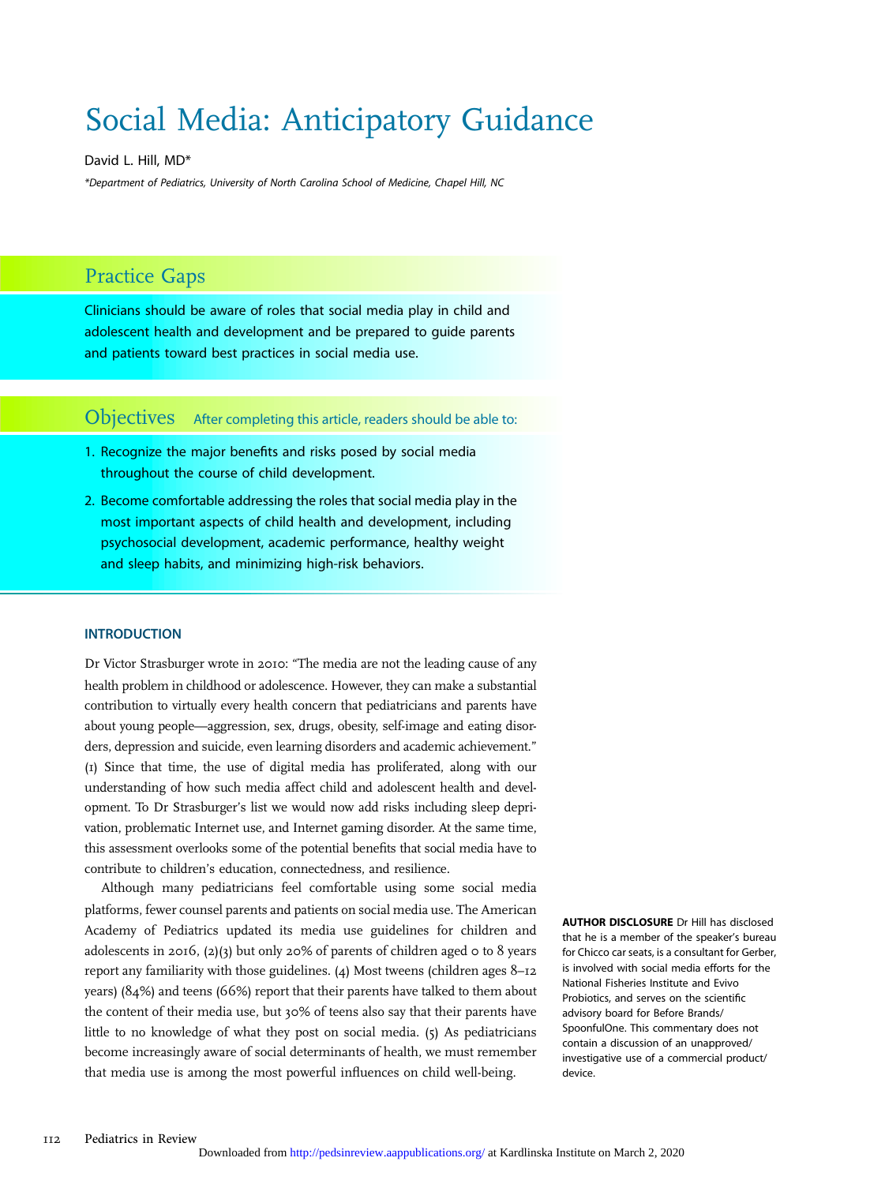# Social Media: Anticipatory Guidance

David L. Hill, MD*

*Department of Pediatrics, University of North Carolina School of Medicine, Chapel Hill, NC

## Practice Gaps

Clinicians should be aware of roles that social media play in child and adolescent health and development and be prepared to guide parents and patients toward best practices in social media use.

## Objectives

After completing this article, readers should be able to:

1. Recognize the major benefits and risks posed by social media throughout the course of child development.
2. Become comfortable addressing the roles that social media play in the most important aspects of child health and development, including psychosocial development, academic performance, healthy weight and sleep habits, and minimizing high-risk behaviors.

**AUTHOR DISCLOSURE** Dr Hill has disclosed that he is a member of the speaker's bureau for Chicco car seats, is a consultant for Gerber, is involved with social media efforts for the National Fisheries Institute and Evivo Probiotics, and serves on the scientific advisory board for Before Brands/ SpoonfulOne. This commentary does not contain a discussion of an unapproved/ investigative use of a commercial product/ device.

### INTRODUCTION

Dr Victor Strasburger wrote in 2010: "The media are not the leading cause of any health problem in childhood or adolescence. However, they can make a substantial contribution to virtually every health concern that pediatricians and parents have about young people—aggression, sex, drugs, obesity, self-image and eating disorders, depression and suicide, even learning disorders and academic achievement." (1) Since that time, the use of digital media has proliferated, along with our understanding of how such media affect child and adolescent health and development. To Dr Strasburger's list we would now add risks including sleep deprivation, problematic Internet use, and Internet gaming disorder. At the same time, this assessment overlooks some of the potential benefits that social media have to contribute to children's education, connectedness, and resilience.

Although many pediatricians feel comfortable using some social media platforms, fewer counsel parents and patients on social media use. The American Academy of Pediatrics updated its media use guidelines for children and adolescents in 2016, (2)(3) but only 20% of parents of children aged 0 to 8 years report any familiarity with those guidelines. (4) Most tweens (children ages 8–12 years) (84%) and teens (66%) report that their parents have talked to them about the content of their media use, but 30% of teens also say that their parents have little to no knowledge of what they post on social media. (5) As pediatricians become increasingly aware of social determinants of health, we must remember that media use is among the most powerful influences on child well-being.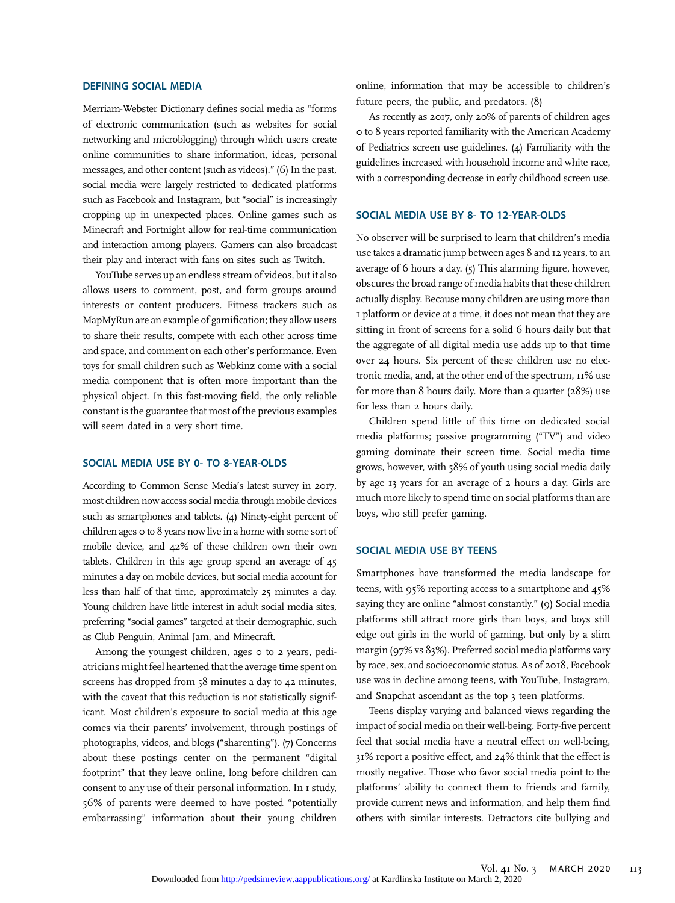## DEFINING SOCIAL MEDIA

Merriam-Webster Dictionary defines social media as "forms of electronic communication (such as websites for social networking and microblogging) through which users create online communities to share information, ideas, personal messages, and other content (such as videos)." (6) In the past, social media were largely restricted to dedicated platforms such as Facebook and Instagram, but "social" is increasingly cropping up in unexpected places. Online games such as Minecraft and Fortnight allow for real-time communication and interaction among players. Gamers can also broadcast their play and interact with fans on sites such as Twitch.

YouTube serves up an endless stream of videos, but it also allows users to comment, post, and form groups around interests or content producers. Fitness trackers such as MapMyRun are an example of gamification; they allow users to share their results, compete with each other across time and space, and comment on each other's performance. Even toys for small children such as Webkinz come with a social media component that is often more important than the physical object. In this fast-moving field, the only reliable constant is the guarantee that most of the previous examples will seem dated in a very short time.

## SOCIAL MEDIA USE BY 0- TO 8-YEAR-OLDS

According to Common Sense Media's latest survey in 2017, most children now access social media through mobile devices such as smartphones and tablets. (4) Ninety-eight percent of children ages 0 to 8 years now live in a home with some sort of mobile device, and 42% of these children own their own tablets. Children in this age group spend an average of 45 minutes a day on mobile devices, but social media account for less than half of that time, approximately 25 minutes a day. Young children have little interest in adult social media sites, preferring "social games" targeted at their demographic, such as Club Penguin, Animal Jam, and Minecraft.

Among the youngest children, ages 0 to 2 years, pediatricians might feel heartened that the average time spent on screens has dropped from 58 minutes a day to 42 minutes, with the caveat that this reduction is not statistically significant. Most children's exposure to social media at this age comes via their parents' involvement, through postings of photographs, videos, and blogs ("sharenting"). (7) Concerns about these postings center on the permanent "digital footprint" that they leave online, long before children can consent to any use of their personal information. In 1 study, 56% of parents were deemed to have posted "potentially embarrassing" information about their young children online, information that may be accessible to children's future peers, the public, and predators. (8)

As recently as 2017, only 20% of parents of children ages 0 to 8 years reported familiarity with the American Academy of Pediatrics screen use guidelines. (4) Familiarity with the guidelines increased with household income and white race, with a corresponding decrease in early childhood screen use.

## SOCIAL MEDIA USE BY 8- TO 12-YEAR-OLDS

No observer will be surprised to learn that children's media use takes a dramatic jump between ages 8 and 12 years, to an average of 6 hours a day. (5) This alarming figure, however, obscures the broad range of media habits that these children actually display. Because many children are using more than 1 platform or device at a time, it does not mean that they are sitting in front of screens for a solid 6 hours daily but that the aggregate of all digital media use adds up to that time over 24 hours. Six percent of these children use no electronic media, and, at the other end of the spectrum, 11% use for more than 8 hours daily. More than a quarter (28%) use for less than 2 hours daily.

Children spend little of this time on dedicated social media platforms; passive programming ("TV") and video gaming dominate their screen time. Social media time grows, however, with 58% of youth using social media daily by age 13 years for an average of 2 hours a day. Girls are much more likely to spend time on social platforms than are boys, who still prefer gaming.

## SOCIAL MEDIA USE BY TEENS

Smartphones have transformed the media landscape for teens, with 95% reporting access to a smartphone and 45% saying they are online "almost constantly." (9) Social media platforms still attract more girls than boys, and boys still edge out girls in the world of gaming, but only by a slim margin (97% vs 83%). Preferred social media platforms vary by race, sex, and socioeconomic status. As of 2018, Facebook use was in decline among teens, with YouTube, Instagram, and Snapchat ascendant as the top 3 teen platforms.

Teens display varying and balanced views regarding the impact of social media on their well-being. Forty-five percent feel that social media have a neutral effect on well-being, 31% report a positive effect, and 24% think that the effect is mostly negative. Those who favor social media point to the platforms' ability to connect them to friends and family, provide current news and information, and help them find others with similar interests. Detractors cite bullying and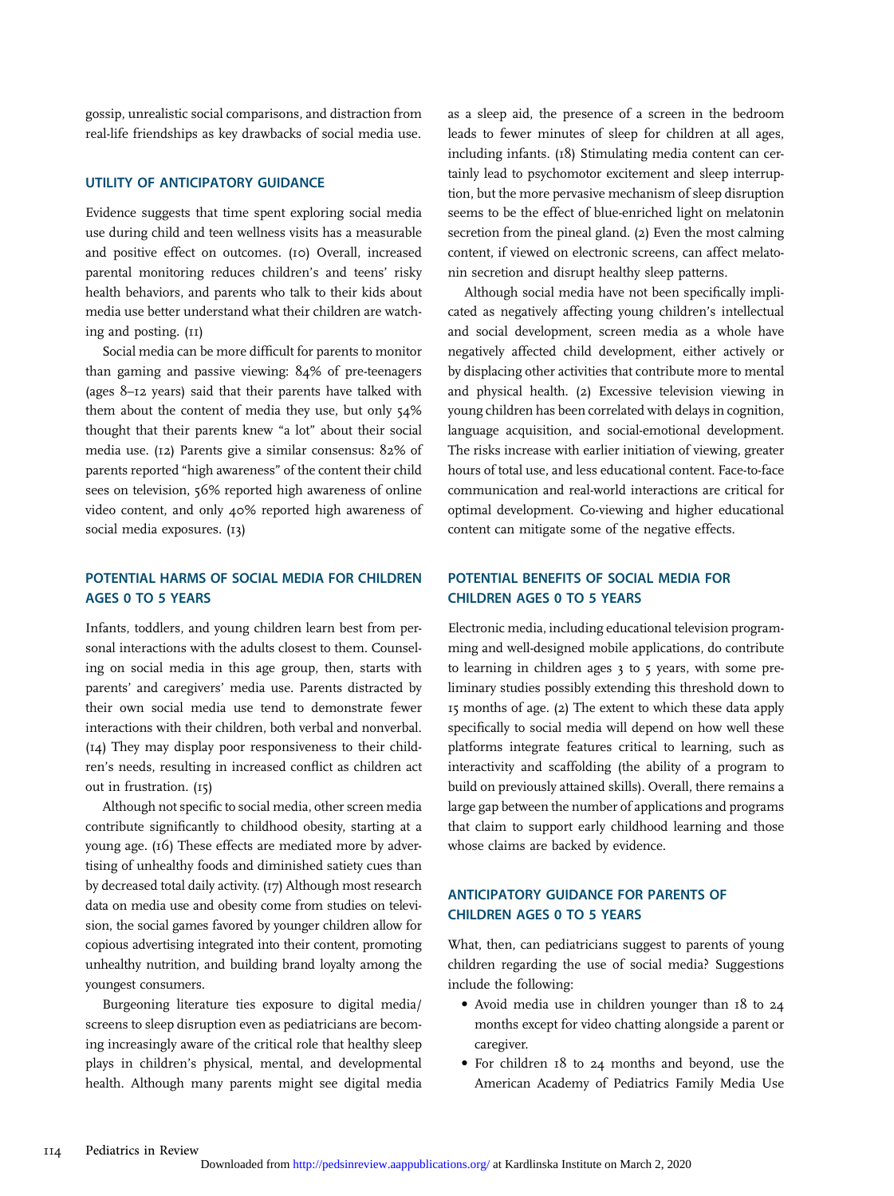gossip, unrealistic social comparisons, and distraction from real-life friendships as key drawbacks of social media use.

## UTILITY OF ANTICIPATORY GUIDANCE

Evidence suggests that time spent exploring social media use during child and teen wellness visits has a measurable and positive effect on outcomes. (10) Overall, increased parental monitoring reduces children's and teens' risky health behaviors, and parents who talk to their kids about media use better understand what their children are watching and posting. (11)

Social media can be more difficult for parents to monitor than gaming and passive viewing: 84% of pre-teenagers (ages 8–12 years) said that their parents have talked with them about the content of media they use, but only 54% thought that their parents knew "a lot" about their social media use. (12) Parents give a similar consensus: 82% of parents reported "high awareness" of the content their child sees on television, 56% reported high awareness of online video content, and only 40% reported high awareness of social media exposures. (13)

## POTENTIAL HARMS OF SOCIAL MEDIA FOR CHILDREN AGES 0 TO 5 YEARS

Infants, toddlers, and young children learn best from personal interactions with the adults closest to them. Counseling on social media in this age group, then, starts with parents' and caregivers' media use. Parents distracted by their own social media use tend to demonstrate fewer interactions with their children, both verbal and nonverbal. (14) They may display poor responsiveness to their children's needs, resulting in increased conflict as children act out in frustration. (15)

Although not specific to social media, other screen media contribute significantly to childhood obesity, starting at a young age. (16) These effects are mediated more by advertising of unhealthy foods and diminished satiety cues than by decreased total daily activity. (17) Although most research data on media use and obesity come from studies on television, the social games favored by younger children allow for copious advertising integrated into their content, promoting unhealthy nutrition, and building brand loyalty among the youngest consumers.

Burgeoning literature ties exposure to digital media/screens to sleep disruption even as pediatricians are becoming increasingly aware of the critical role that healthy sleep plays in children's physical, mental, and developmental health. Although many parents might see digital media as a sleep aid, the presence of a screen in the bedroom leads to fewer minutes of sleep for children at all ages, including infants. (18) Stimulating media content can certainly lead to psychomotor excitement and sleep interruption, but the more pervasive mechanism of sleep disruption seems to be the effect of blue-enriched light on melatonin secretion from the pineal gland. (2) Even the most calming content, if viewed on electronic screens, can affect melatonin secretion and disrupt healthy sleep patterns.

Although social media have not been specifically implicated as negatively affecting young children's intellectual and social development, screen media as a whole have negatively affected child development, either actively or by displacing other activities that contribute more to mental and physical health. (2) Excessive television viewing in young children has been correlated with delays in cognition, language acquisition, and social-emotional development. The risks increase with earlier initiation of viewing, greater hours of total use, and less educational content. Face-to-face communication and real-world interactions are critical for optimal development. Co-viewing and higher educational content can mitigate some of the negative effects.

## POTENTIAL BENEFITS OF SOCIAL MEDIA FOR CHILDREN AGES 0 TO 5 YEARS

Electronic media, including educational television programming and well-designed mobile applications, do contribute to learning in children ages 3 to 5 years, with some preliminary studies possibly extending this threshold down to 15 months of age. (2) The extent to which these data apply specifically to social media will depend on how well these platforms integrate features critical to learning, such as interactivity and scaffolding (the ability of a program to build on previously attained skills). Overall, there remains a large gap between the number of applications and programs that claim to support early childhood learning and those whose claims are backed by evidence.

## ANTICIPATORY GUIDANCE FOR PARENTS OF CHILDREN AGES 0 TO 5 YEARS

What, then, can pediatricians suggest to parents of young children regarding the use of social media? Suggestions include the following:

- Avoid media use in children younger than 18 to 24 months except for video chatting alongside a parent or caregiver.
- For children 18 to 24 months and beyond, use the American Academy of Pediatrics Family Media Use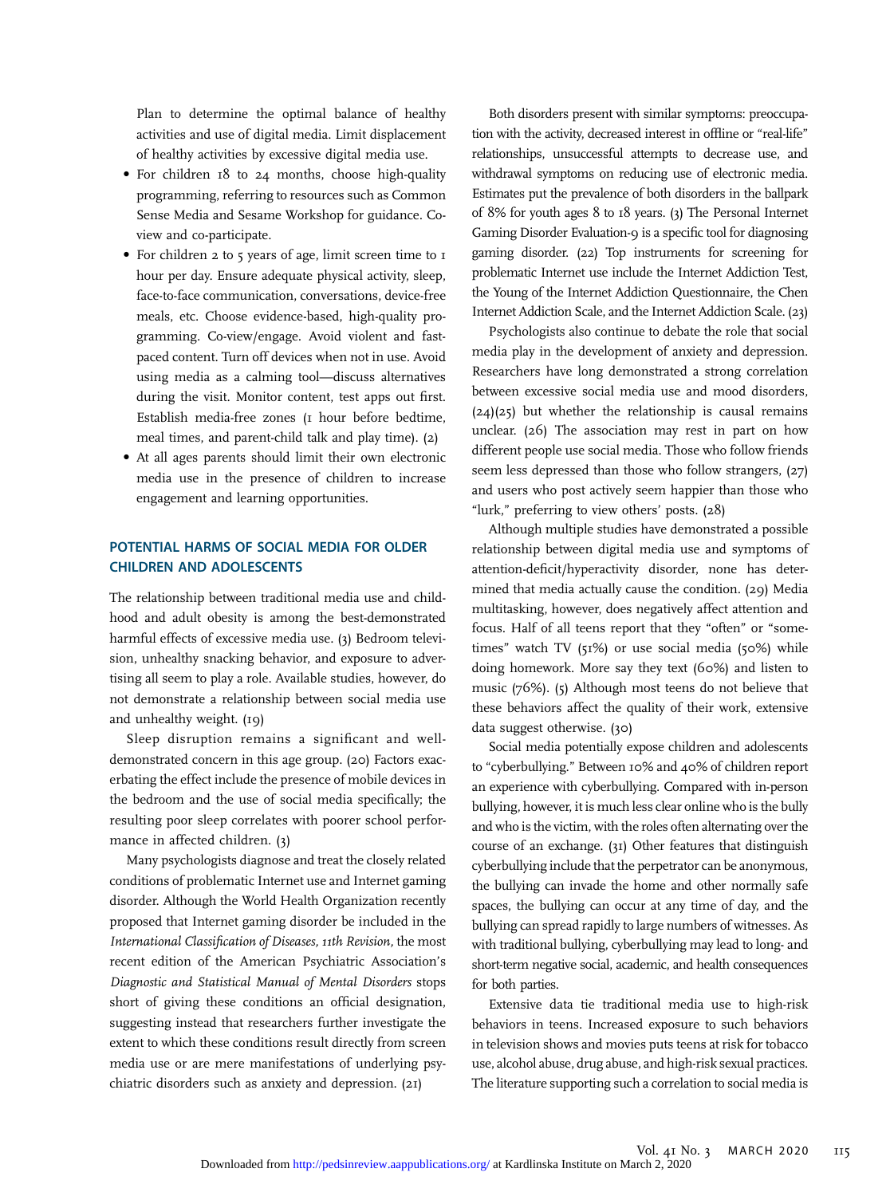Plan to determine the optimal balance of healthy activities and use of digital media. Limit displacement of healthy activities by excessive digital media use.

- For children 18 to 24 months, choose high-quality programming, referring to resources such as Common Sense Media and Sesame Workshop for guidance. Co-view and co-participate.
- For children 2 to 5 years of age, limit screen time to 1 hour per day. Ensure adequate physical activity, sleep, face-to-face communication, conversations, device-free meals, etc. Choose evidence-based, high-quality programming. Co-view/engage. Avoid violent and fast-paced content. Turn off devices when not in use. Avoid using media as a calming tool—discuss alternatives during the visit. Monitor content, test apps out first. Establish media-free zones (1 hour before bedtime, meal times, and parent-child talk and play time). (2)
- At all ages parents should limit their own electronic media use in the presence of children to increase engagement and learning opportunities.

## POTENTIAL HARMS OF SOCIAL MEDIA FOR OLDER CHILDREN AND ADOLESCENTS

The relationship between traditional media use and childhood and adult obesity is among the best-demonstrated harmful effects of excessive media use. (3) Bedroom television, unhealthy snacking behavior, and exposure to advertising all seem to play a role. Available studies, however, do not demonstrate a relationship between social media use and unhealthy weight. (19)

Sleep disruption remains a significant and well-demonstrated concern in this age group. (20) Factors exacerbating the effect include the presence of mobile devices in the bedroom and the use of social media specifically; the resulting poor sleep correlates with poorer school performance in affected children. (3)

Many psychologists diagnose and treat the closely related conditions of problematic Internet use and Internet gaming disorder. Although the World Health Organization recently proposed that Internet gaming disorder be included in the *International Classification of Diseases, 11th Revision,* the most recent edition of the American Psychiatric Association's *Diagnostic and Statistical Manual of Mental Disorders* stops short of giving these conditions an official designation, suggesting instead that researchers further investigate the extent to which these conditions result directly from screen media use or are mere manifestations of underlying psychiatric disorders such as anxiety and depression. (21)

Both disorders present with similar symptoms: preoccupation with the activity, decreased interest in offline or "real-life" relationships, unsuccessful attempts to decrease use, and withdrawal symptoms on reducing use of electronic media. Estimates put the prevalence of both disorders in the ballpark of 8% for youth ages 8 to 18 years. (3) The Personal Internet Gaming Disorder Evaluation-9 is a specific tool for diagnosing gaming disorder. (22) Top instruments for screening for problematic Internet use include the Internet Addiction Test, the Young of the Internet Addiction Questionnaire, the Chen Internet Addiction Scale, and the Internet Addiction Scale. (23)

Psychologists also continue to debate the role that social media play in the development of anxiety and depression. Researchers have long demonstrated a strong correlation between excessive social media use and mood disorders, (24)(25) but whether the relationship is causal remains unclear. (26) The association may rest in part on how different people use social media. Those who follow friends seem less depressed than those who follow strangers, (27) and users who post actively seem happier than those who "lurk," preferring to view others' posts. (28)

Although multiple studies have demonstrated a possible relationship between digital media use and symptoms of attention-deficit/hyperactivity disorder, none has determined that media actually cause the condition. (29) Media multitasking, however, does negatively affect attention and focus. Half of all teens report that they "often" or "sometimes" watch TV (51%) or use social media (50%) while doing homework. More say they text (60%) and listen to music (76%). (5) Although most teens do not believe that these behaviors affect the quality of their work, extensive data suggest otherwise. (30)

Social media potentially expose children and adolescents to "cyberbullying." Between 10% and 40% of children report an experience with cyberbullying. Compared with in-person bullying, however, it is much less clear online who is the bully and who is the victim, with the roles often alternating over the course of an exchange. (31) Other features that distinguish cyberbullying include that the perpetrator can be anonymous, the bullying can invade the home and other normally safe spaces, the bullying can occur at any time of day, and the bullying can spread rapidly to large numbers of witnesses. As with traditional bullying, cyberbullying may lead to long- and short-term negative social, academic, and health consequences for both parties.

Extensive data tie traditional media use to high-risk behaviors in teens. Increased exposure to such behaviors in television shows and movies puts teens at risk for tobacco use, alcohol abuse, drug abuse, and high-risk sexual practices. The literature supporting such a correlation to social media is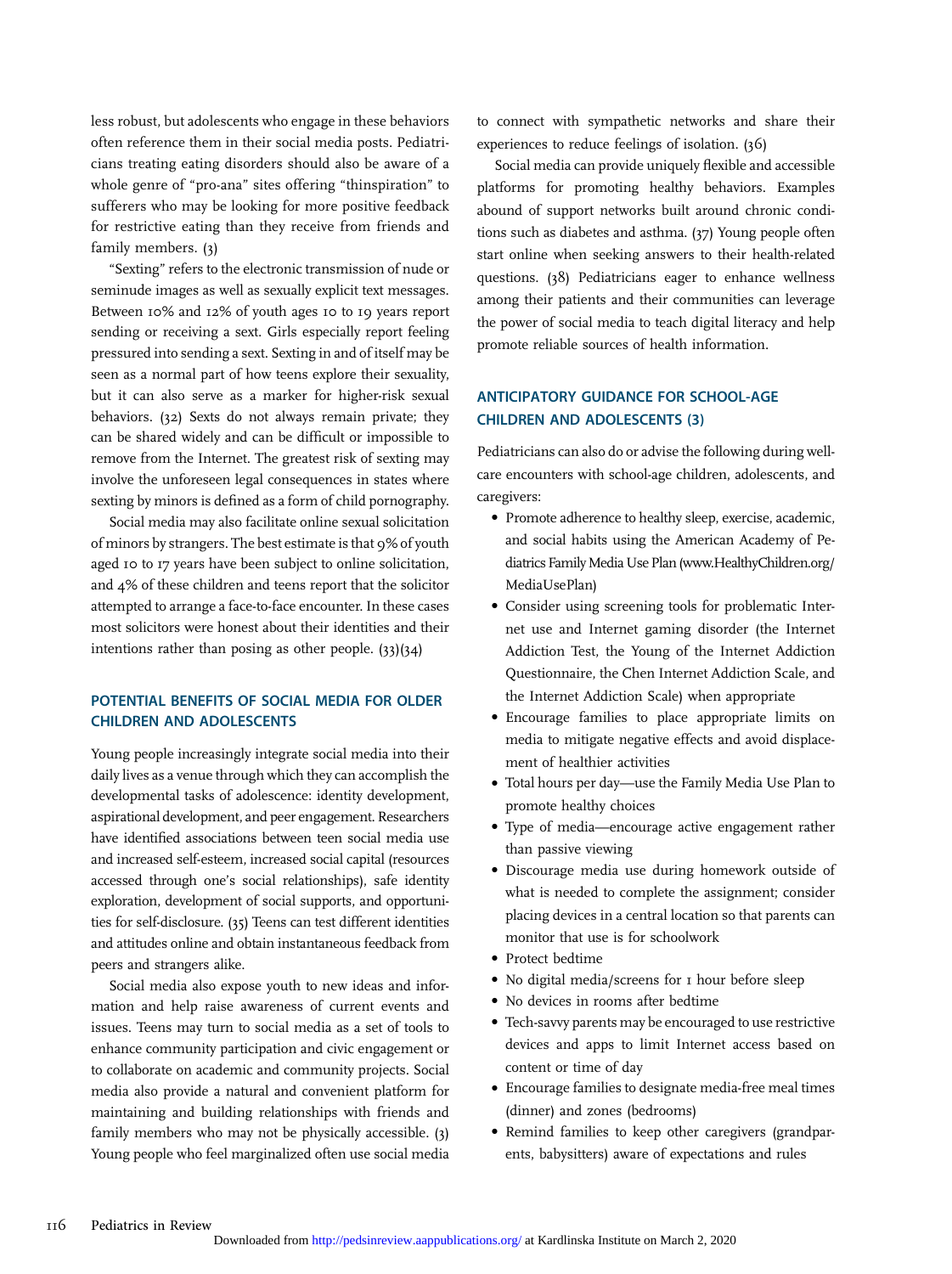less robust, but adolescents who engage in these behaviors often reference them in their social media posts. Pediatricians treating eating disorders should also be aware of a whole genre of "pro-ana" sites offering "thinspiration" to sufferers who may be looking for more positive feedback for restrictive eating than they receive from friends and family members. (3)

"Sexting" refers to the electronic transmission of nude or seminude images as well as sexually explicit text messages. Between 10% and 12% of youth ages 10 to 19 years report sending or receiving a sext. Girls especially report feeling pressured into sending a sext. Sexting in and of itself may be seen as a normal part of how teens explore their sexuality, but it can also serve as a marker for higher-risk sexual behaviors. (32) Sexts do not always remain private; they can be shared widely and can be difficult or impossible to remove from the Internet. The greatest risk of sexting may involve the unforeseen legal consequences in states where sexting by minors is defined as a form of child pornography.

Social media may also facilitate online sexual solicitation of minors by strangers. The best estimate is that 9% of youth aged 10 to 17 years have been subject to online solicitation, and 4% of these children and teens report that the solicitor attempted to arrange a face-to-face encounter. In these cases most solicitors were honest about their identities and their intentions rather than posing as other people. (33)(34)

## POTENTIAL BENEFITS OF SOCIAL MEDIA FOR OLDER CHILDREN AND ADOLESCENTS

Young people increasingly integrate social media into their daily lives as a venue through which they can accomplish the developmental tasks of adolescence: identity development, aspirational development, and peer engagement. Researchers have identified associations between teen social media use and increased self-esteem, increased social capital (resources accessed through one's social relationships), safe identity exploration, development of social supports, and opportunities for self-disclosure. (35) Teens can test different identities and attitudes online and obtain instantaneous feedback from peers and strangers alike.

Social media also expose youth to new ideas and information and help raise awareness of current events and issues. Teens may turn to social media as a set of tools to enhance community participation and civic engagement or to collaborate on academic and community projects. Social media also provide a natural and convenient platform for maintaining and building relationships with friends and family members who may not be physically accessible. (3) Young people who feel marginalized often use social media to connect with sympathetic networks and share their experiences to reduce feelings of isolation. (36)

Social media can provide uniquely flexible and accessible platforms for promoting healthy behaviors. Examples abound of support networks built around chronic conditions such as diabetes and asthma. (37) Young people often start online when seeking answers to their health-related questions. (38) Pediatricians eager to enhance wellness among their patients and their communities can leverage the power of social media to teach digital literacy and help promote reliable sources of health information.

## ANTICIPATORY GUIDANCE FOR SCHOOL-AGE CHILDREN AND ADOLESCENTS (3)

Pediatricians can also do or advise the following during well-care encounters with school-age children, adolescents, and caregivers:

- Promote adherence to healthy sleep, exercise, academic, and social habits using the American Academy of Pediatrics Family Media Use Plan (www.HealthyChildren.org/MediaUsePlan)
- Consider using screening tools for problematic Internet use and Internet gaming disorder (the Internet Addiction Test, the Young of the Internet Addiction Questionnaire, the Chen Internet Addiction Scale, and the Internet Addiction Scale) when appropriate
- Encourage families to place appropriate limits on media to mitigate negative effects and avoid displacement of healthier activities
- Total hours per day—use the Family Media Use Plan to promote healthy choices
- Type of media—encourage active engagement rather than passive viewing
- Discourage media use during homework outside of what is needed to complete the assignment; consider placing devices in a central location so that parents can monitor that use is for schoolwork
- Protect bedtime
- No digital media/screens for 1 hour before sleep
- No devices in rooms after bedtime
- Tech-savvy parents may be encouraged to use restrictive devices and apps to limit Internet access based on content or time of day
- Encourage families to designate media-free meal times (dinner) and zones (bedrooms)
- Remind families to keep other caregivers (grandparents, babysitters) aware of expectations and rules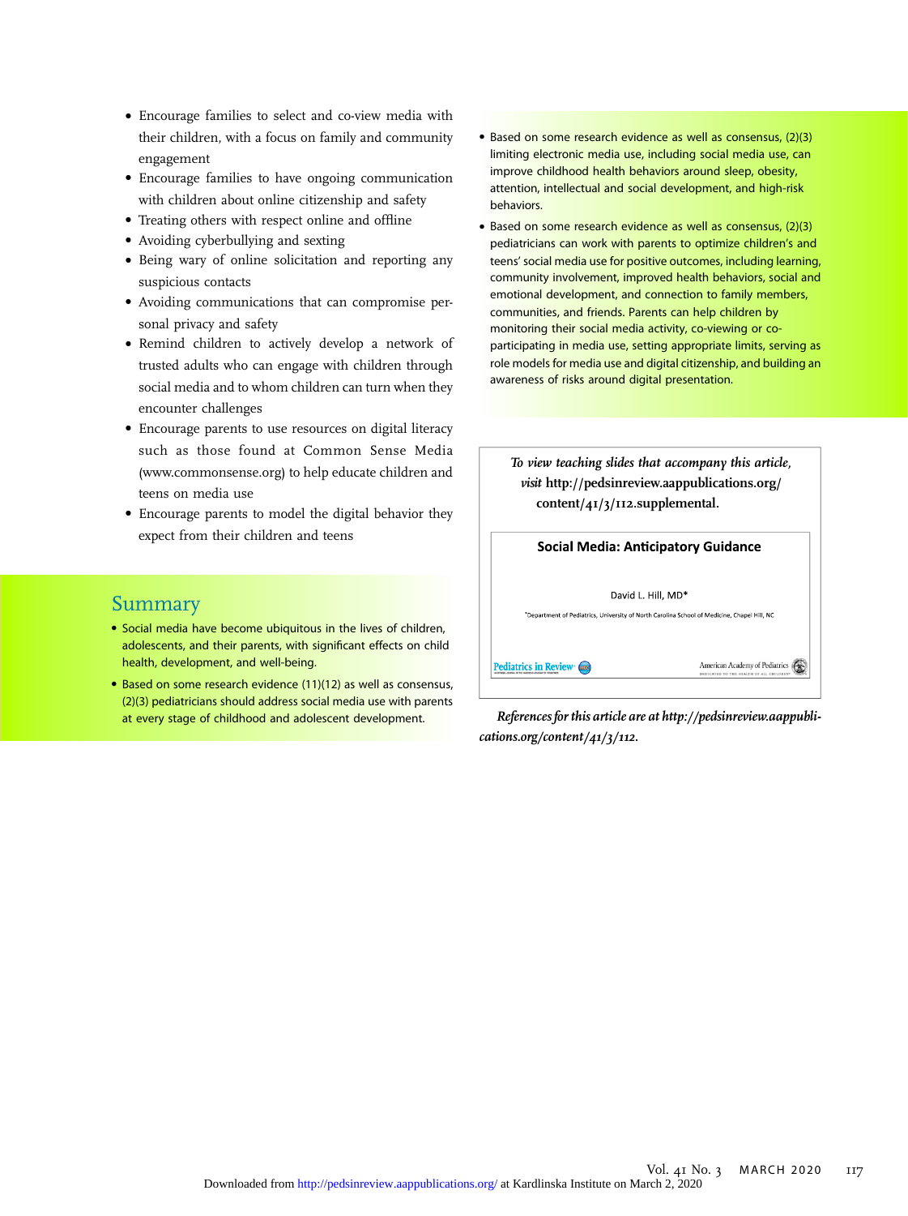- Encourage families to select and co-view media with their children, with a focus on family and community engagement
- Encourage families to have ongoing communication with children about online citizenship and safety
- Treating others with respect online and offline
- Avoiding cyberbullying and sexting
- Being wary of online solicitation and reporting any suspicious contacts
- Avoiding communications that can compromise personal privacy and safety
- Remind children to actively develop a network of trusted adults who can engage with children through social media and to whom children can turn when they encounter challenges
- Encourage parents to use resources on digital literacy such as those found at Common Sense Media (www.commonsense.org) to help educate children and teens on media use
- Encourage parents to model the digital behavior they expect from their children and teens

## Summary

- Social media have become ubiquitous in the lives of children, adolescents, and their parents, with significant effects on child health, development, and well-being.
- Based on some research evidence (11)(12) as well as consensus, (2)(3) pediatricians should address social media use with parents at every stage of childhood and adolescent development.
- Based on some research evidence as well as consensus, (2)(3) limiting electronic media use, including social media use, can improve childhood health behaviors around sleep, obesity, attention, intellectual and social development, and high-risk behaviors.
- Based on some research evidence as well as consensus, (2)(3) pediatricians can work with parents to optimize children's and teens' social media use for positive outcomes, including learning, community involvement, improved health behaviors, social and emotional development, and connection to family members, communities, and friends. Parents can help children by monitoring their social media activity, co-viewing or co-participating in media use, setting appropriate limits, serving as role models for media use and digital citizenship, and building an awareness of risks around digital presentation.

*To view teaching slides that accompany this article, visit* **http://pedsinreview.aappublications.org/content/41/3/112.supplemental.**

**Social Media: Anticipatory Guidance**

David L. Hill, MD*

*Department of Pediatrics, University of North Carolina School of Medicine, Chapel Hill, NC

*References for this article are at http://pedsinreview.aappublications.org/content/41/3/112.*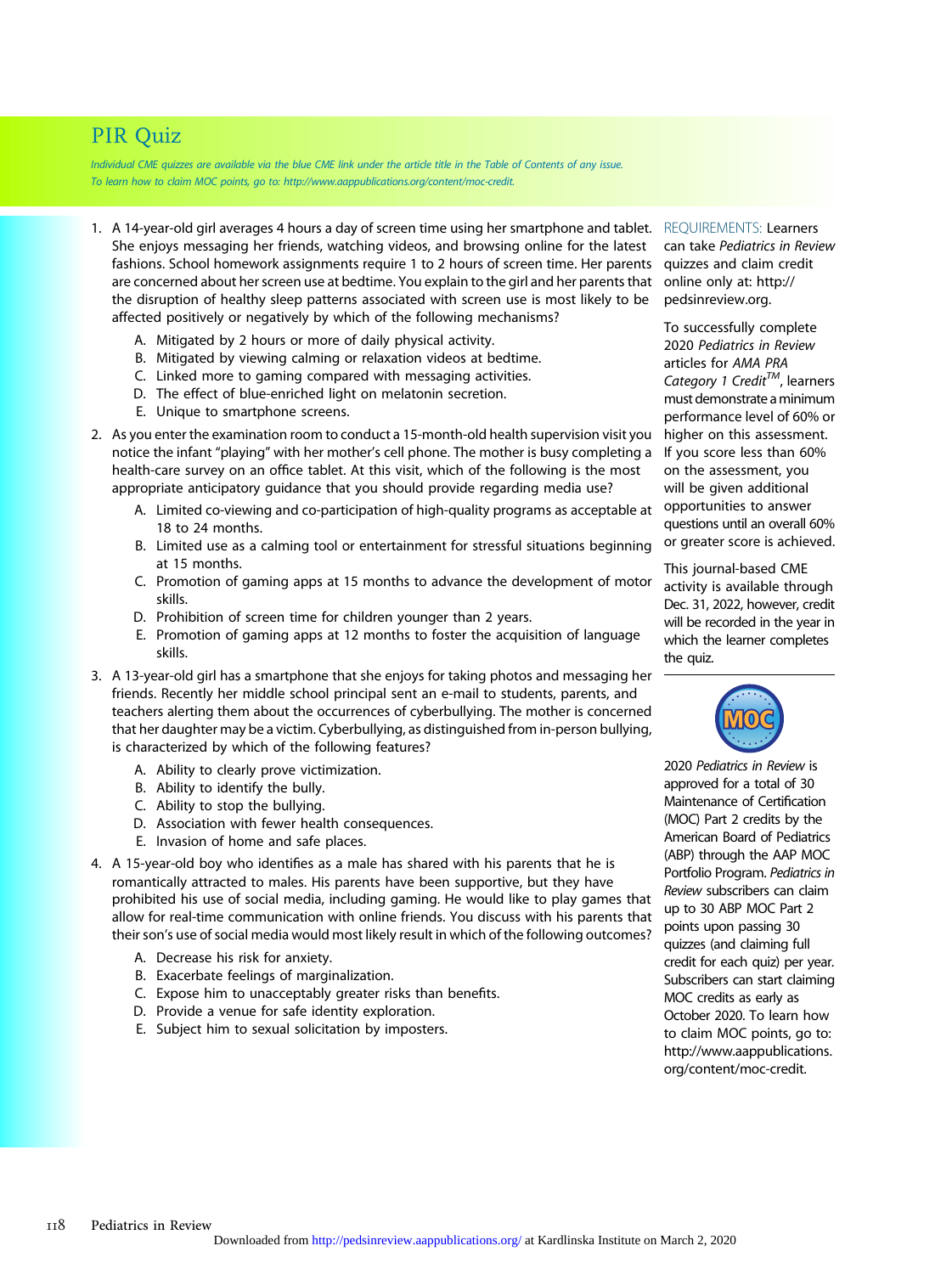# PIR Quiz

*Individual CME quizzes are available via the blue CME link under the article title in the Table of Contents of any issue. To learn how to claim MOC points, go to: http://www.aappublications.org/content/moc-credit.*

1. A 14-year-old girl averages 4 hours a day of screen time using her smartphone and tablet. She enjoys messaging her friends, watching videos, and browsing online for the latest fashions. School homework assignments require 1 to 2 hours of screen time. Her parents are concerned about her screen use at bedtime. You explain to the girl and her parents that the disruption of healthy sleep patterns associated with screen use is most likely to be affected positively or negatively by which of the following mechanisms?
   - A. Mitigated by 2 hours or more of daily physical activity.
   - B. Mitigated by viewing calming or relaxation videos at bedtime.
   - C. Linked more to gaming compared with messaging activities.
   - D. The effect of blue-enriched light on melatonin secretion.
   - E. Unique to smartphone screens.

2. As you enter the examination room to conduct a 15-month-old health supervision visit you notice the infant "playing" with her mother's cell phone. The mother is busy completing a health-care survey on an office tablet. At this visit, which of the following is the most appropriate anticipatory guidance that you should provide regarding media use?
   - A. Limited co-viewing and co-participation of high-quality programs as acceptable at 18 to 24 months.
   - B. Limited use as a calming tool or entertainment for stressful situations beginning at 15 months.
   - C. Promotion of gaming apps at 15 months to advance the development of motor skills.
   - D. Prohibition of screen time for children younger than 2 years.
   - E. Promotion of gaming apps at 12 months to foster the acquisition of language skills.

3. A 13-year-old girl has a smartphone that she enjoys for taking photos and messaging her friends. Recently her middle school principal sent an e-mail to students, parents, and teachers alerting them about the occurrences of cyberbullying. The mother is concerned that her daughter may be a victim. Cyberbullying, as distinguished from in-person bullying, is characterized by which of the following features?
   - A. Ability to clearly prove victimization.
   - B. Ability to identify the bully.
   - C. Ability to stop the bullying.
   - D. Association with fewer health consequences.
   - E. Invasion of home and safe places.

4. A 15-year-old boy who identifies as a male has shared with his parents that he is romantically attracted to males. His parents have been supportive, but they have prohibited his use of social media, including gaming. He would like to play games that allow for real-time communication with online friends. You discuss with his parents that their son's use of social media would most likely result in which of the following outcomes?
   - A. Decrease his risk for anxiety.
   - B. Exacerbate feelings of marginalization.
   - C. Expose him to unacceptably greater risks than benefits.
   - D. Provide a venue for safe identity exploration.
   - E. Subject him to sexual solicitation by imposters.

REQUIREMENTS: Learners can take *Pediatrics in Review* quizzes and claim credit online only at: http://pedsinreview.org.

To successfully complete 2020 *Pediatrics in Review* articles for *AMA PRA Category 1 Credit*™, learners must demonstrate a minimum performance level of 60% or higher on this assessment. If you score less than 60% on the assessment, you will be given additional opportunities to answer questions until an overall 60% or greater score is achieved.

This journal-based CME activity is available through Dec. 31, 2022, however, credit will be recorded in the year in which the learner completes the quiz.

2020 *Pediatrics in Review* is approved for a total of 30 Maintenance of Certification (MOC) Part 2 credits by the American Board of Pediatrics (ABP) through the AAP MOC Portfolio Program. *Pediatrics in Review* subscribers can claim up to 30 ABP MOC Part 2 points upon passing 30 quizzes (and claiming full credit for each quiz) per year. Subscribers can start claiming MOC credits as early as October 2020. To learn how to claim MOC points, go to: http://www.aappublications.org/content/moc-credit.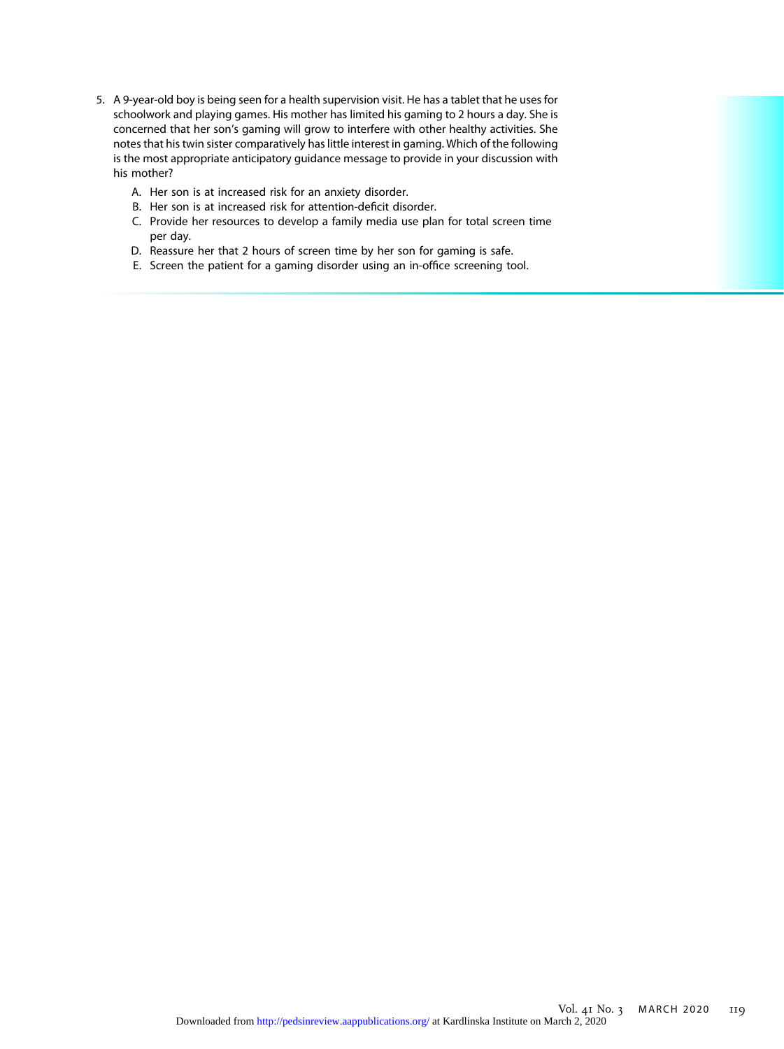5. A 9-year-old boy is being seen for a health supervision visit. He has a tablet that he uses for schoolwork and playing games. His mother has limited his gaming to 2 hours a day. She is concerned that her son's gaming will grow to interfere with other healthy activities. She notes that his twin sister comparatively has little interest in gaming. Which of the following is the most appropriate anticipatory guidance message to provide in your discussion with his mother?

   A. Her son is at increased risk for an anxiety disorder.
   B. Her son is at increased risk for attention-deficit disorder.
   C. Provide her resources to develop a family media use plan for total screen time per day.
   D. Reassure her that 2 hours of screen time by her son for gaming is safe.
   E. Screen the patient for a gaming disorder using an in-office screening tool.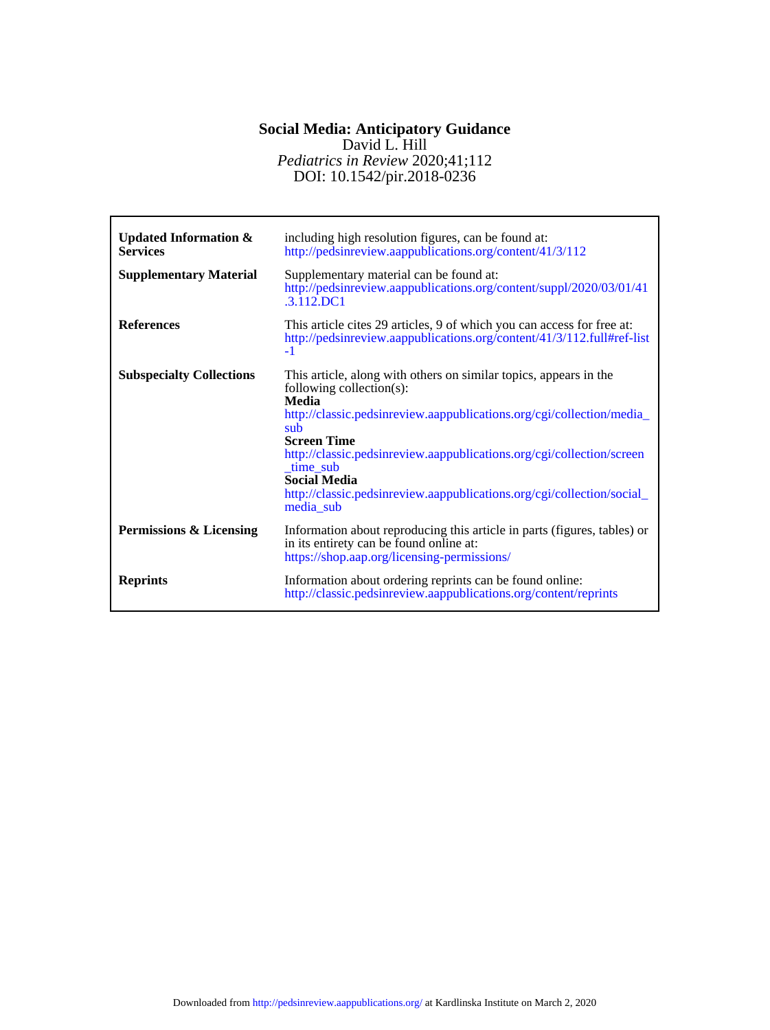# Social Media: Anticipatory Guidance

David L. Hill

*Pediatrics in Review* 2020;41;112

DOI: 10.1542/pir.2018-0236

| | |
|---|---|
| **Updated Information & Services** | including high resolution figures, can be found at: http://pedsinreview.aappublications.org/content/41/3/112 |
| **Supplementary Material** | Supplementary material can be found at: http://pedsinreview.aappublications.org/content/suppl/2020/03/01/41.3.112.DC1 |
| **References** | This article cites 29 articles, 9 of which you can access for free at: http://pedsinreview.aappublications.org/content/41/3/112.full#ref-list-1 |
| **Subspecialty Collections** | This article, along with others on similar topics, appears in the following collection(s): **Media** http://classic.pedsinreview.aappublications.org/cgi/collection/media_sub **Screen Time** http://classic.pedsinreview.aappublications.org/cgi/collection/screen_time_sub **Social Media** http://classic.pedsinreview.aappublications.org/cgi/collection/social_media_sub |
| **Permissions & Licensing** | Information about reproducing this article in parts (figures, tables) or in its entirety can be found online at: https://shop.aap.org/licensing-permissions/ |
| **Reprints** | Information about ordering reprints can be found online: http://classic.pedsinreview.aappublications.org/content/reprints |

Downloaded from http://pedsinreview.aappublications.org/ at Kardlinska Institute on March 2, 2020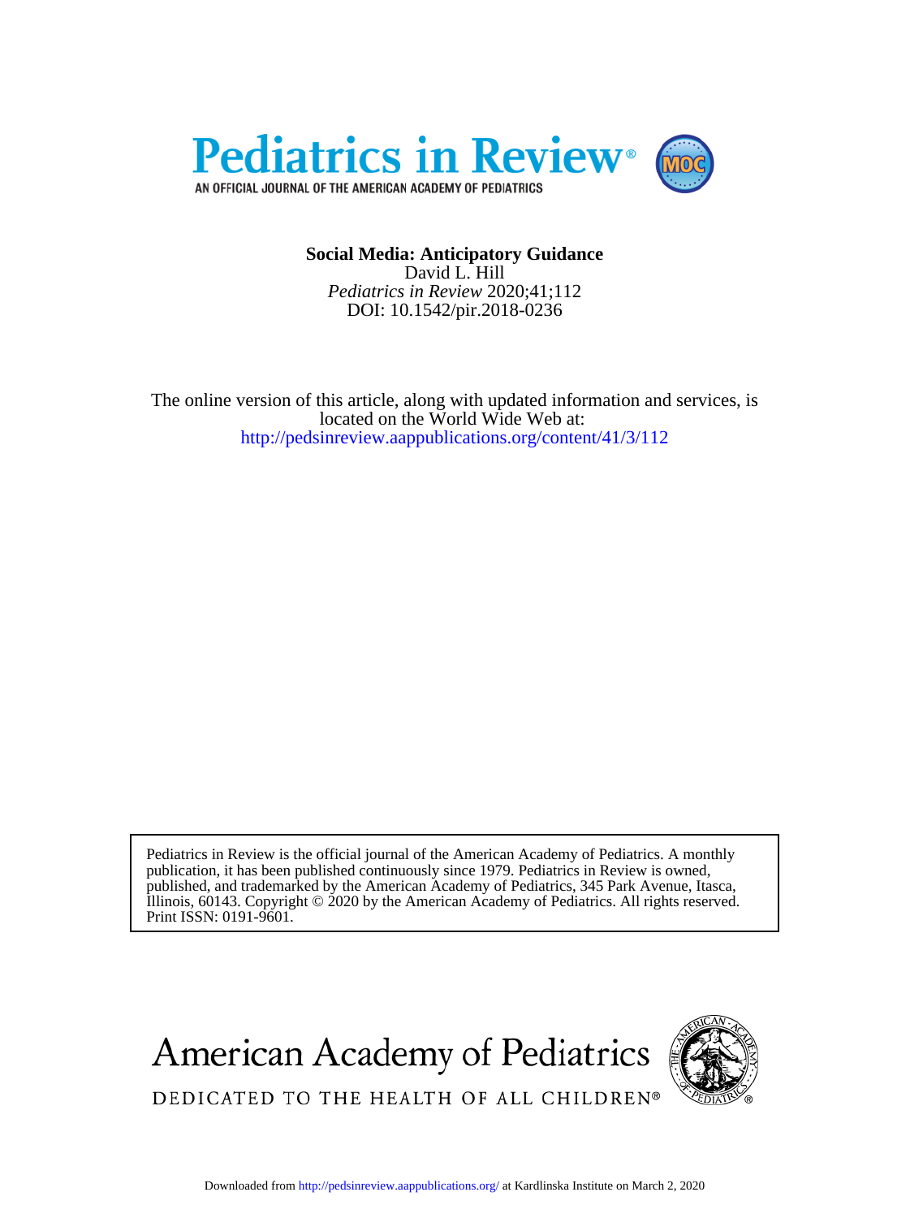# Pediatrics in Review®

AN OFFICIAL JOURNAL OF THE AMERICAN ACADEMY OF PEDIATRICS

**Social Media: Anticipatory Guidance**

David L. Hill

*Pediatrics in Review* 2020;41;112

DOI: 10.1542/pir.2018-0236

The online version of this article, along with updated information and services, is located on the World Wide Web at:

http://pedsinreview.aappublications.org/content/41/3/112

Pediatrics in Review is the official journal of the American Academy of Pediatrics. A monthly publication, it has been published continuously since 1979. Pediatrics in Review is owned, published, and trademarked by the American Academy of Pediatrics, 345 Park Avenue, Itasca, Illinois, 60143. Copyright © 2020 by the American Academy of Pediatrics. All rights reserved. Print ISSN: 0191-9601.

American Academy of Pediatrics

DEDICATED TO THE HEALTH OF ALL CHILDREN®

Downloaded from http://pedsinreview.aappublications.org/ at Kardlinska Institute on March 2, 2020